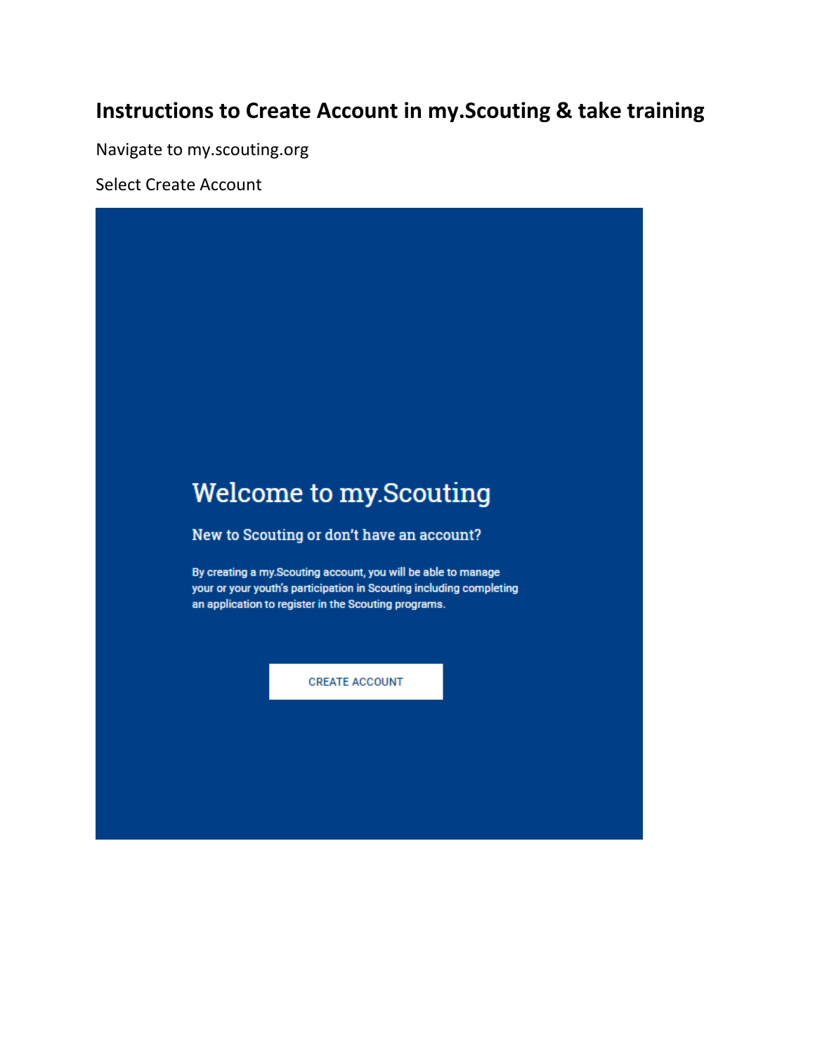# Instructions to Create Account in my.Scouting & take training

Navigate to my.scouting.org

Select Create Account

Welcome to my.Scouting

New to Scouting or don't have an account?

By creating a my.Scouting account, you will be able to manage your or your youth's participation in Scouting including completing an application to register in the Scouting programs.

CREATE ACCOUNT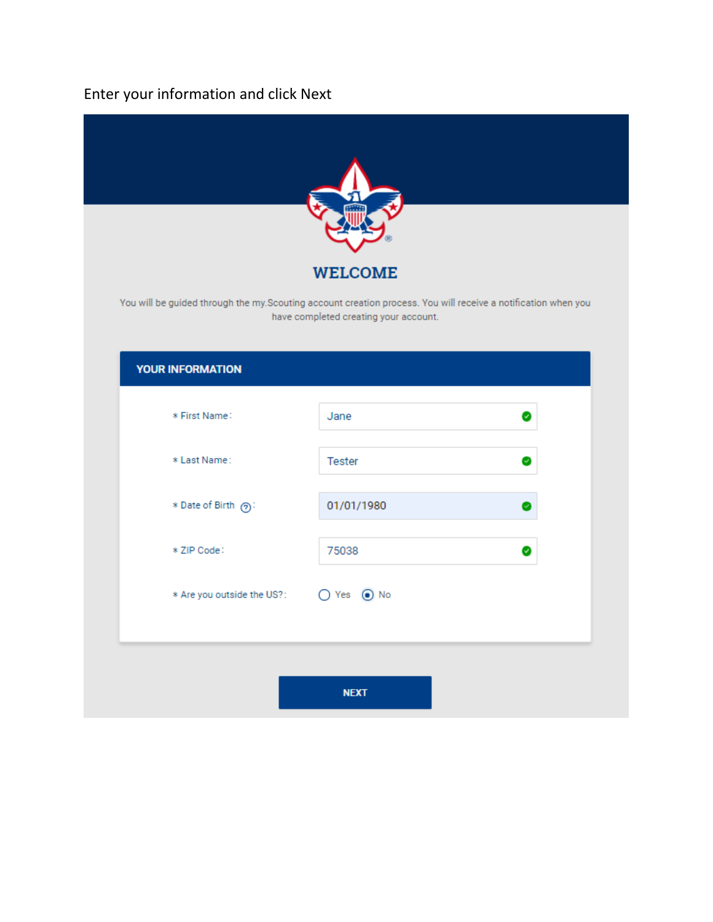Enter your information and click Next

## WELCOME

You will be guided through the my.Scouting account creation process. You will receive a notification when you have completed creating your account.

### YOUR INFORMATION

| Field | Value |
| --- | --- |
| * First Name: | Jane |
| * Last Name: | Tester |
| * Date of Birth: | 01/01/1980 |
| * ZIP Code: | 75038 |
| * Are you outside the US?: | ○ Yes ◉ No |

**NEXT**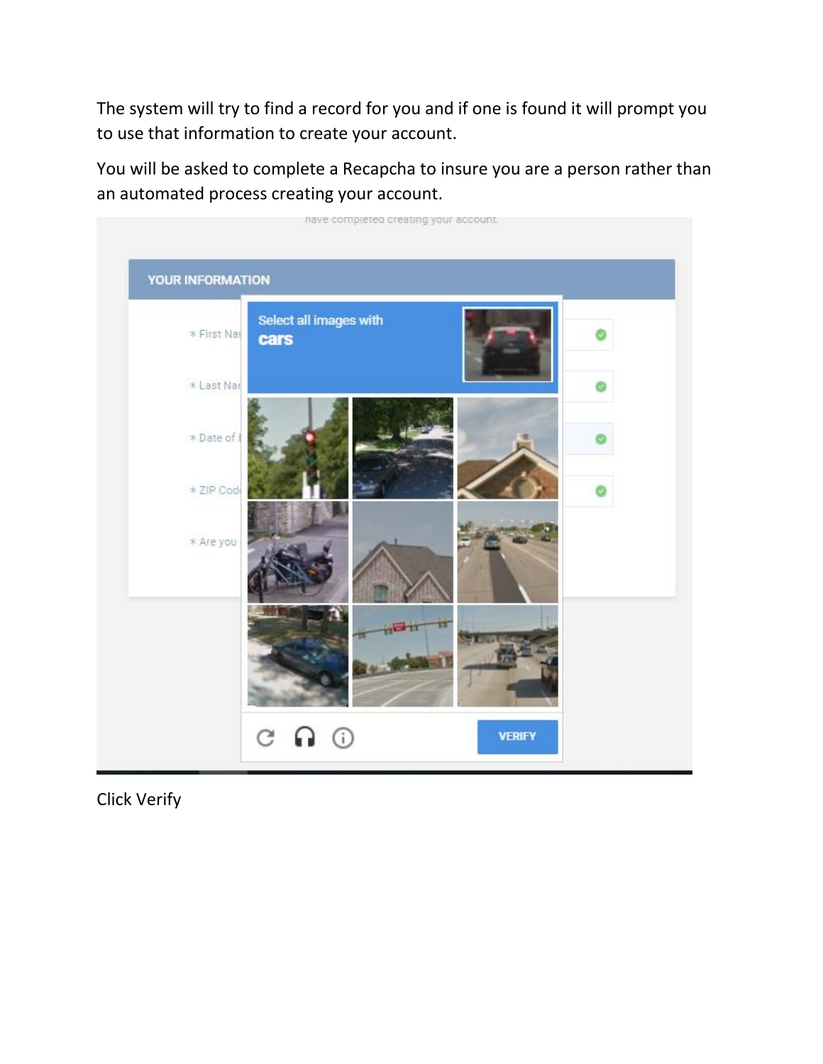The system will try to find a record for you and if one is found it will prompt you to use that information to create your account.

You will be asked to complete a Recapcha to insure you are a person rather than an automated process creating your account.

Click Verify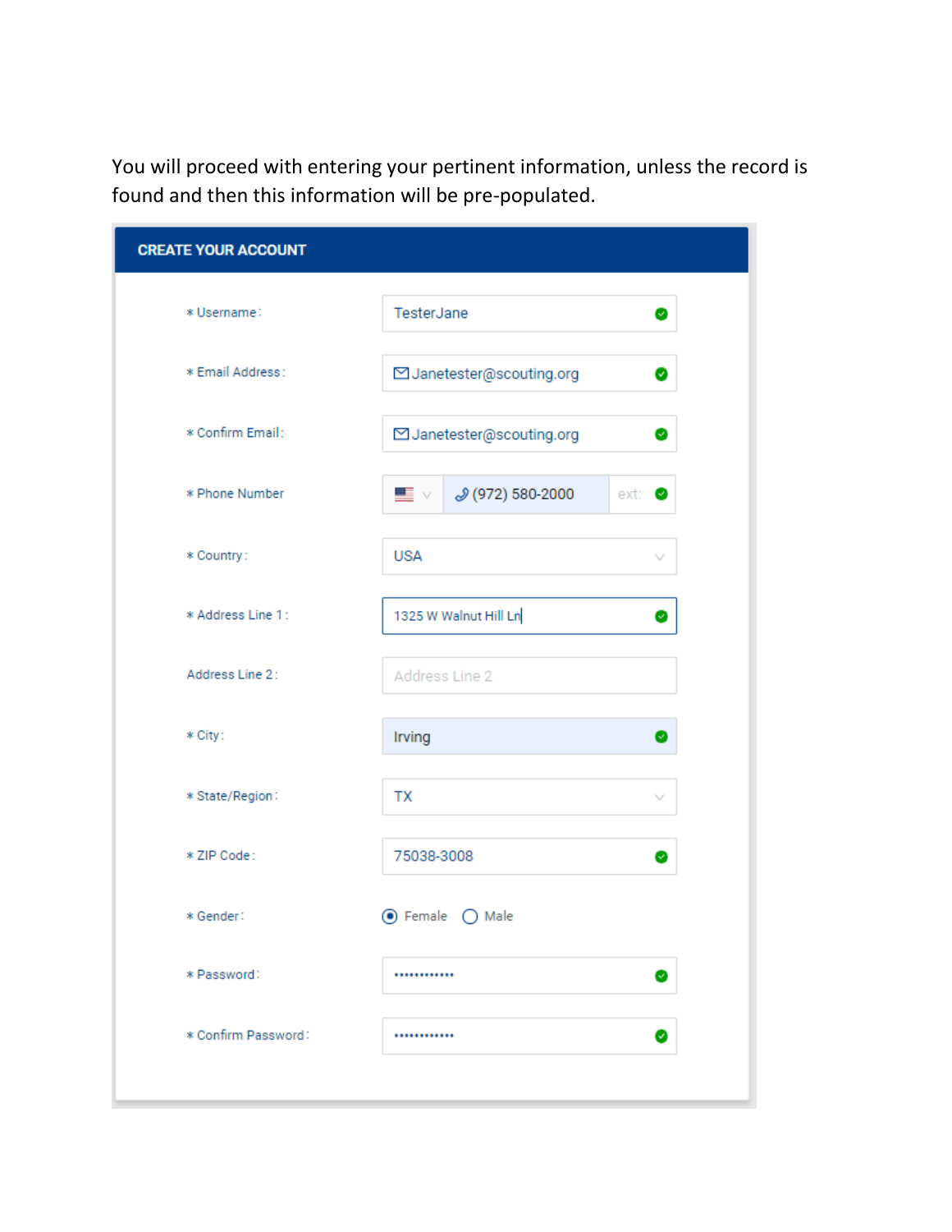You will proceed with entering your pertinent information, unless the record is found and then this information will be pre-populated.

**CREATE YOUR ACCOUNT**

| Field | Value |
| --- | --- |
| * Username: | TesterJane |
| * Email Address: | Janetester@scouting.org |
| * Confirm Email: | Janetester@scouting.org |
| * Phone Number | (972) 580-2000 ext: |
| * Country: | USA |
| * Address Line 1: | 1325 W Walnut Hill Ln |
| Address Line 2: | Address Line 2 |
| * City: | Irving |
| * State/Region: | TX |
| * ZIP Code: | 75038-3008 |
| * Gender: | (•) Female ( ) Male |
| * Password: | •••••••••••• |
| * Confirm Password: | •••••••••••• |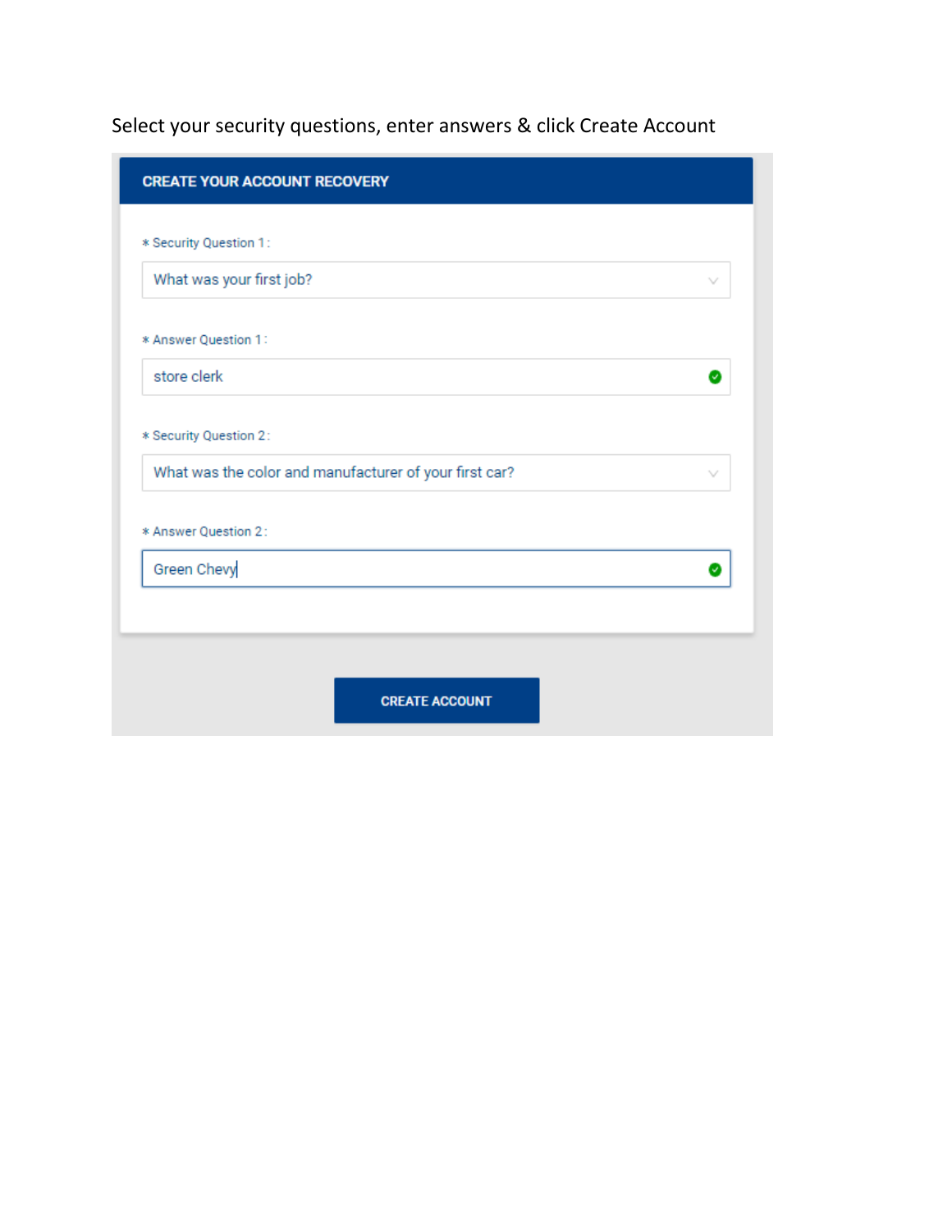Select your security questions, enter answers & click Create Account

**CREATE YOUR ACCOUNT RECOVERY**

* Security Question 1 :

What was your first job?

* Answer Question 1 :

store clerk

* Security Question 2 :

What was the color and manufacturer of your first car?

* Answer Question 2 :

Green Chevy

**CREATE ACCOUNT**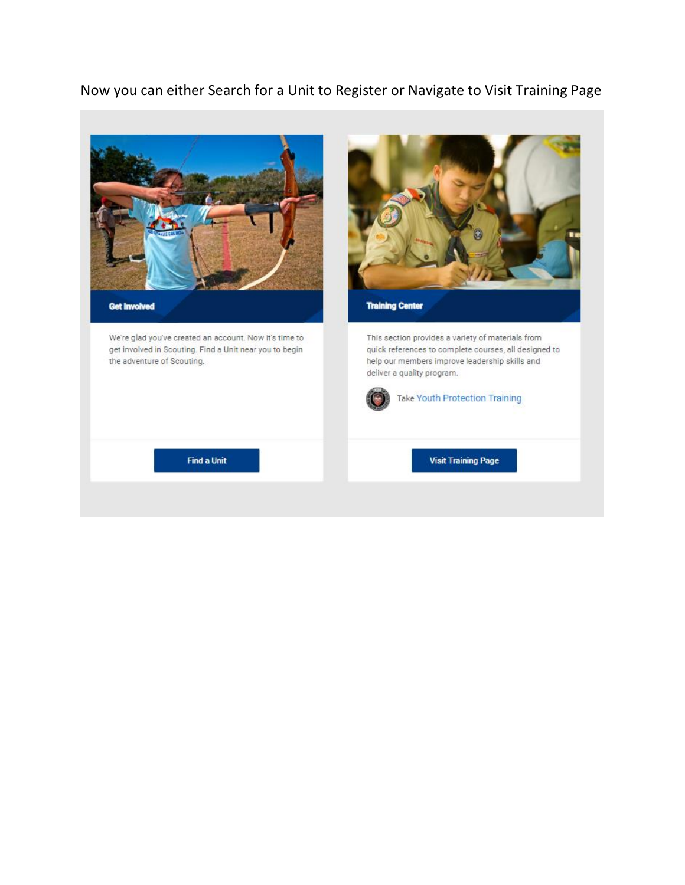Now you can either Search for a Unit to Register or Navigate to Visit Training Page

**Get Involved**

We're glad you've created an account. Now it's time to get involved in Scouting. Find a Unit near you to begin the adventure of Scouting.

Find a Unit

**Training Center**

This section provides a variety of materials from quick references to complete courses, all designed to help our members improve leadership skills and deliver a quality program.

Take Youth Protection Training

Visit Training Page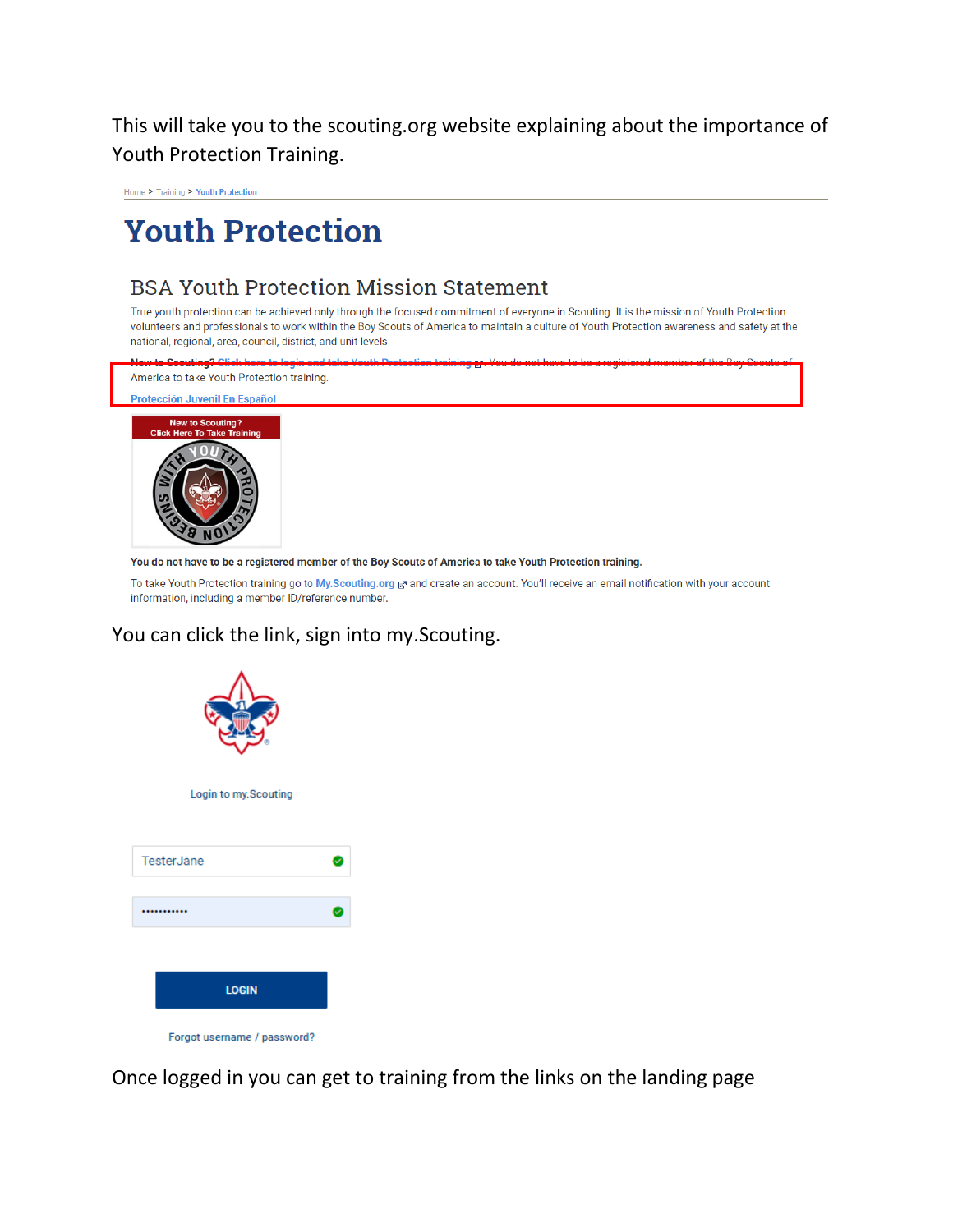This will take you to the scouting.org website explaining about the importance of Youth Protection Training.

Home > Training > Youth Protection

# Youth Protection

## BSA Youth Protection Mission Statement

True youth protection can be achieved only through the focused commitment of everyone in Scouting. It is the mission of Youth Protection volunteers and professionals to work within the Boy Scouts of America to maintain a culture of Youth Protection awareness and safety at the national, regional, area, council, district, and unit levels.

New to Scouting? Click here to login and take Youth Protection training. You do not have to be a registered member of the Boy Scouts of America to take Youth Protection training.

Protección Juvenil En Español

New to Scouting?
Click Here To Take Training

**You do not have to be a registered member of the Boy Scouts of America to take Youth Protection training.**

To take Youth Protection training go to My.Scouting.org and create an account. You'll receive an email notification with your account information, including a member ID/reference number.

You can click the link, sign into my.Scouting.

Login to my.Scouting

TesterJane

••••••••••

LOGIN

Forgot username / password?

Once logged in you can get to training from the links on the landing page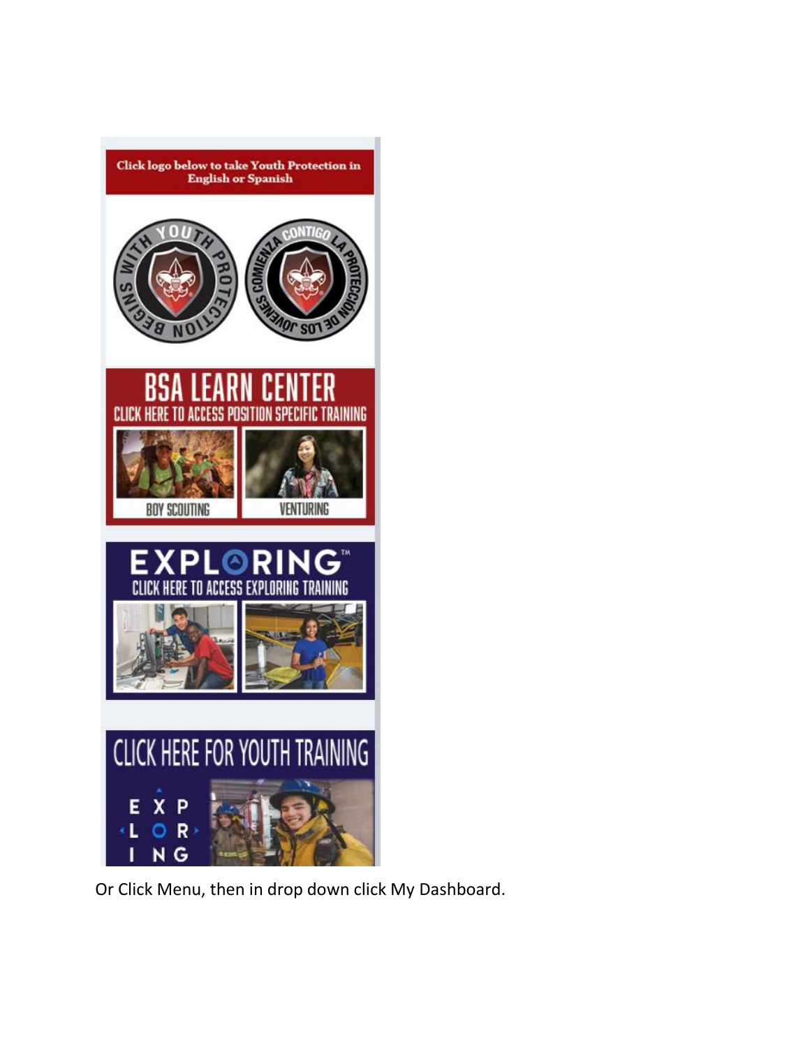Click logo below to take Youth Protection in English or Spanish

YOUTH PROTECTION BEGINS WITH YOU

LA PROTECCIÓN DE LOS JÓVENES COMIENZA CONTIGO

BSA LEARN CENTER

CLICK HERE TO ACCESS POSITION SPECIFIC TRAINING

BOY SCOUTING

VENTURING

EXPLORING™

CLICK HERE TO ACCESS EXPLORING TRAINING

CLICK HERE FOR YOUTH TRAINING

EXPLORING

Or Click Menu, then in drop down click My Dashboard.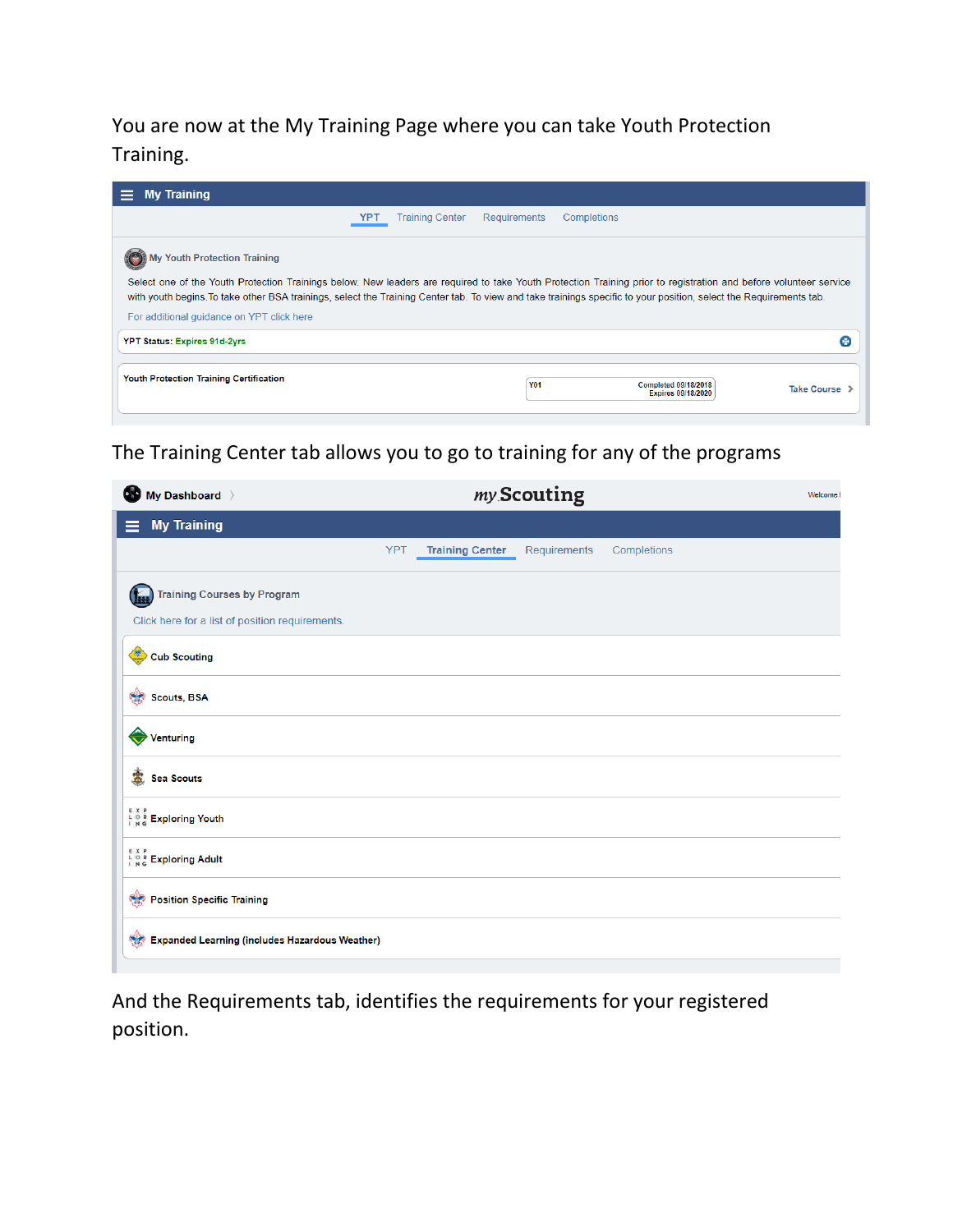You are now at the My Training Page where you can take Youth Protection Training.

My Training

YPT | Training Center | Requirements | Completions

My Youth Protection Training

Select one of the Youth Protection Trainings below. New leaders are required to take Youth Protection Training prior to registration and before volunteer service with youth begins.To take other BSA trainings, select the Training Center tab. To view and take trainings specific to your position, select the Requirements tab.

For additional guidance on YPT click here

YPT Status: Expires 91d-2yrs

Youth Protection Training Certification — Y01 — Completed 09/18/2018 Expires 09/18/2020 — Take Course

The Training Center tab allows you to go to training for any of the programs

My Dashboard — my Scouting — Welcome

My Training

YPT | Training Center | Requirements | Completions

Training Courses by Program

Click here for a list of position requirements.

- Cub Scouting
- Scouts, BSA
- Venturing
- Sea Scouts
- Exploring Youth
- Exploring Adult
- Position Specific Training
- Expanded Learning (includes Hazardous Weather)

And the Requirements tab, identifies the requirements for your registered position.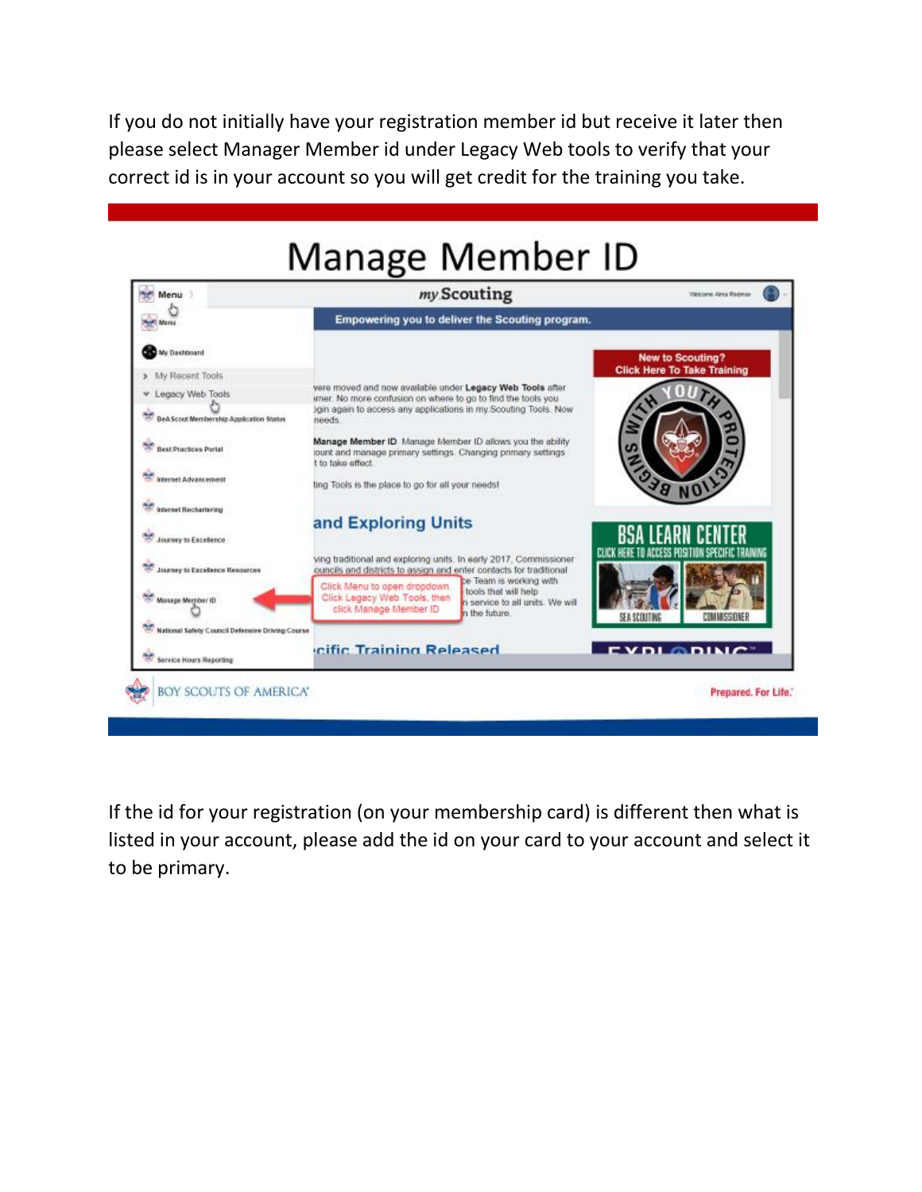If you do not initially have your registration member id but receive it later then please select Manager Member id under Legacy Web tools to verify that your correct id is in your account so you will get credit for the training you take.

## Manage Member ID

Click Menu to open dropdown. Click Legacy Web Tools, then click Manage Member ID

If the id for your registration (on your membership card) is different then what is listed in your account, please add the id on your card to your account and select it to be primary.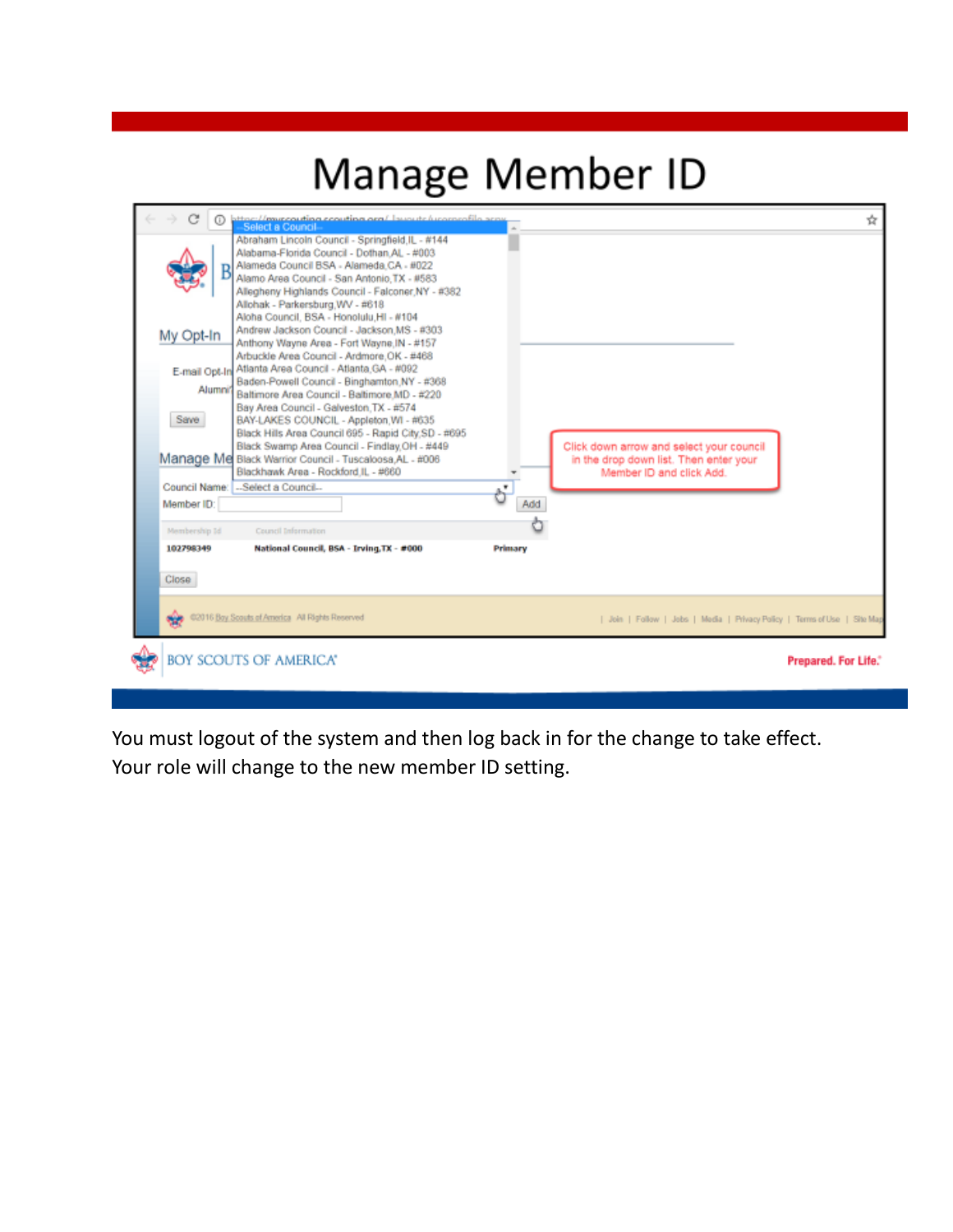# Manage Member ID

You must logout of the system and then log back in for the change to take effect. Your role will change to the new member ID setting.